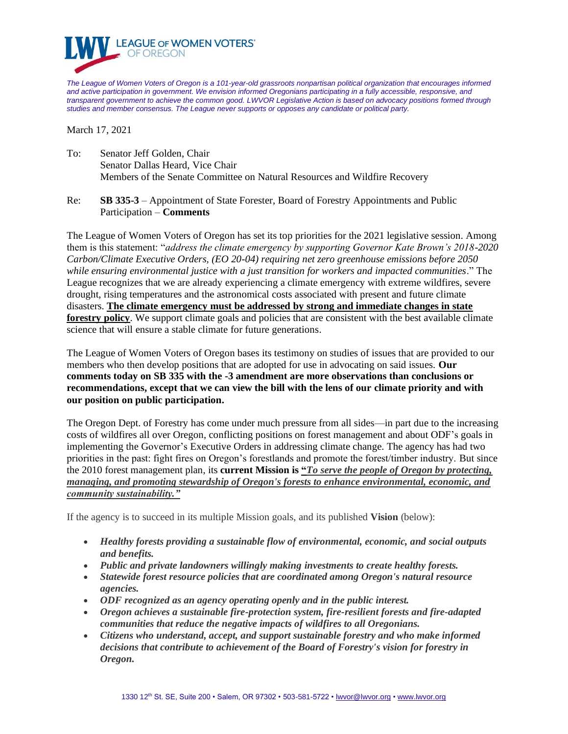**LWV LEAGUE OF WOMEN VOTERS® OF OREGON**

*The League of Women Voters of Oregon is a 101-year-old grassroots nonpartisan political organization that encourages informed and active participation in government. We envision informed Oregonians participating in a fully accessible, responsive, and transparent government to achieve the common good. LWVOR Legislative Action is based on advocacy positions formed through studies and member consensus. The League never supports or opposes any candidate or political party.*

March 17, 2021

To: Senator Jeff Golden, Chair
Senator Dallas Heard, Vice Chair
Members of the Senate Committee on Natural Resources and Wildfire Recovery

Re: **SB 335-3** – Appointment of State Forester, Board of Forestry Appointments and Public Participation – **Comments**

The League of Women Voters of Oregon has set its top priorities for the 2021 legislative session. Among them is this statement: "*address the climate emergency by supporting Governor Kate Brown's 2018-2020 Carbon/Climate Executive Orders, (EO 20-04) requiring net zero greenhouse emissions before 2050 while ensuring environmental justice with a just transition for workers and impacted communities*." The League recognizes that we are already experiencing a climate emergency with extreme wildfires, severe drought, rising temperatures and the astronomical costs associated with present and future climate disasters. **The climate emergency must be addressed by strong and immediate changes in state forestry policy**. We support climate goals and policies that are consistent with the best available climate science that will ensure a stable climate for future generations.

The League of Women Voters of Oregon bases its testimony on studies of issues that are provided to our members who then develop positions that are adopted for use in advocating on said issues. **Our comments today on SB 335 with the -3 amendment are more observations than conclusions or recommendations, except that we can view the bill with the lens of our climate priority and with our position on public participation.**

The Oregon Dept. of Forestry has come under much pressure from all sides—in part due to the increasing costs of wildfires all over Oregon, conflicting positions on forest management and about ODF's goals in implementing the Governor's Executive Orders in addressing climate change. The agency has had two priorities in the past: fight fires on Oregon's forestlands and promote the forest/timber industry. But since the 2010 forest management plan, its **current Mission is "*To serve the people of Oregon by protecting, managing, and promoting stewardship of Oregon's forests to enhance environmental, economic, and community sustainability.*"**

If the agency is to succeed in its multiple Mission goals, and its published **Vision** (below):

- ***Healthy forests providing a sustainable flow of environmental, economic, and social outputs and benefits.***
- ***Public and private landowners willingly making investments to create healthy forests.***
- ***Statewide forest resource policies that are coordinated among Oregon's natural resource agencies.***
- ***ODF recognized as an agency operating openly and in the public interest.***
- ***Oregon achieves a sustainable fire-protection system, fire-resilient forests and fire-adapted communities that reduce the negative impacts of wildfires to all Oregonians.***
- ***Citizens who understand, accept, and support sustainable forestry and who make informed decisions that contribute to achievement of the Board of Forestry's vision for forestry in Oregon.***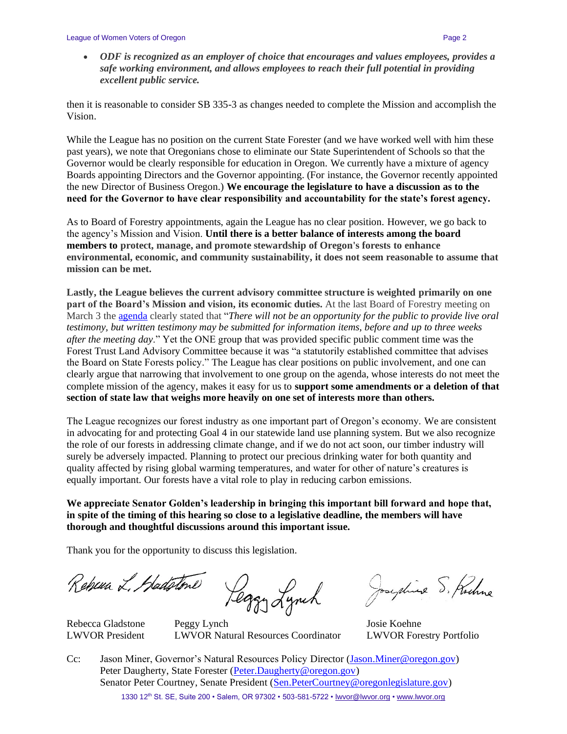- ***ODF is recognized as an employer of choice that encourages and values employees, provides a safe working environment, and allows employees to reach their full potential in providing excellent public service.***

then it is reasonable to consider SB 335-3 as changes needed to complete the Mission and accomplish the Vision.

While the League has no position on the current State Forester (and we have worked well with him these past years), we note that Oregonians chose to eliminate our State Superintendent of Schools so that the Governor would be clearly responsible for education in Oregon. We currently have a mixture of agency Boards appointing Directors and the Governor appointing. (For instance, the Governor recently appointed the new Director of Business Oregon.) **We encourage the legislature to have a discussion as to the need for the Governor to have clear responsibility and accountability for the state's forest agency.**

As to Board of Forestry appointments, again the League has no clear position. However, we go back to the agency's Mission and Vision. **Until there is a better balance of interests among the board members to protect, manage, and promote stewardship of Oregon's forests to enhance environmental, economic, and community sustainability, it does not seem reasonable to assume that mission can be met.**

**Lastly, the League believes the current advisory committee structure is weighted primarily on one part of the Board's Mission and vision, its economic duties.** At the last Board of Forestry meeting on March 3 the agenda clearly stated that "*There will not be an opportunity for the public to provide live oral testimony, but written testimony may be submitted for information items, before and up to three weeks after the meeting day*." Yet the ONE group that was provided specific public comment time was the Forest Trust Land Advisory Committee because it was "a statutorily established committee that advises the Board on State Forests policy." The League has clear positions on public involvement, and one can clearly argue that narrowing that involvement to one group on the agenda, whose interests do not meet the complete mission of the agency, makes it easy for us to **support some amendments or a deletion of that section of state law that weighs more heavily on one set of interests more than others.**

The League recognizes our forest industry as one important part of Oregon's economy. We are consistent in advocating for and protecting Goal 4 in our statewide land use planning system. But we also recognize the role of our forests in addressing climate change, and if we do not act soon, our timber industry will surely be adversely impacted. Planning to protect our precious drinking water for both quantity and quality affected by rising global warming temperatures, and water for other of nature's creatures is equally important. Our forests have a vital role to play in reducing carbon emissions.

**We appreciate Senator Golden's leadership in bringing this important bill forward and hope that, in spite of the timing of this hearing so close to a legislative deadline, the members will have thorough and thoughtful discussions around this important issue.**

Thank you for the opportunity to discuss this legislation.

Rebecca L. Gladstone — Peggy Lynch — Josephine S. Koehne

Rebecca Gladstone, LWVOR President

Peggy Lynch, LWVOR Natural Resources Coordinator

Josie Koehne, LWVOR Forestry Portfolio

Cc: Jason Miner, Governor's Natural Resources Policy Director (Jason.Miner@oregon.gov)
Peter Daugherty, State Forester (Peter.Daugherty@oregon.gov)
Senator Peter Courtney, Senate President (Sen.PeterCourtney@oregonlegislature.gov)

1330 12th St. SE, Suite 200 • Salem, OR 97302 • 503-581-5722 • lwvor@lwvor.org • www.lwvor.org